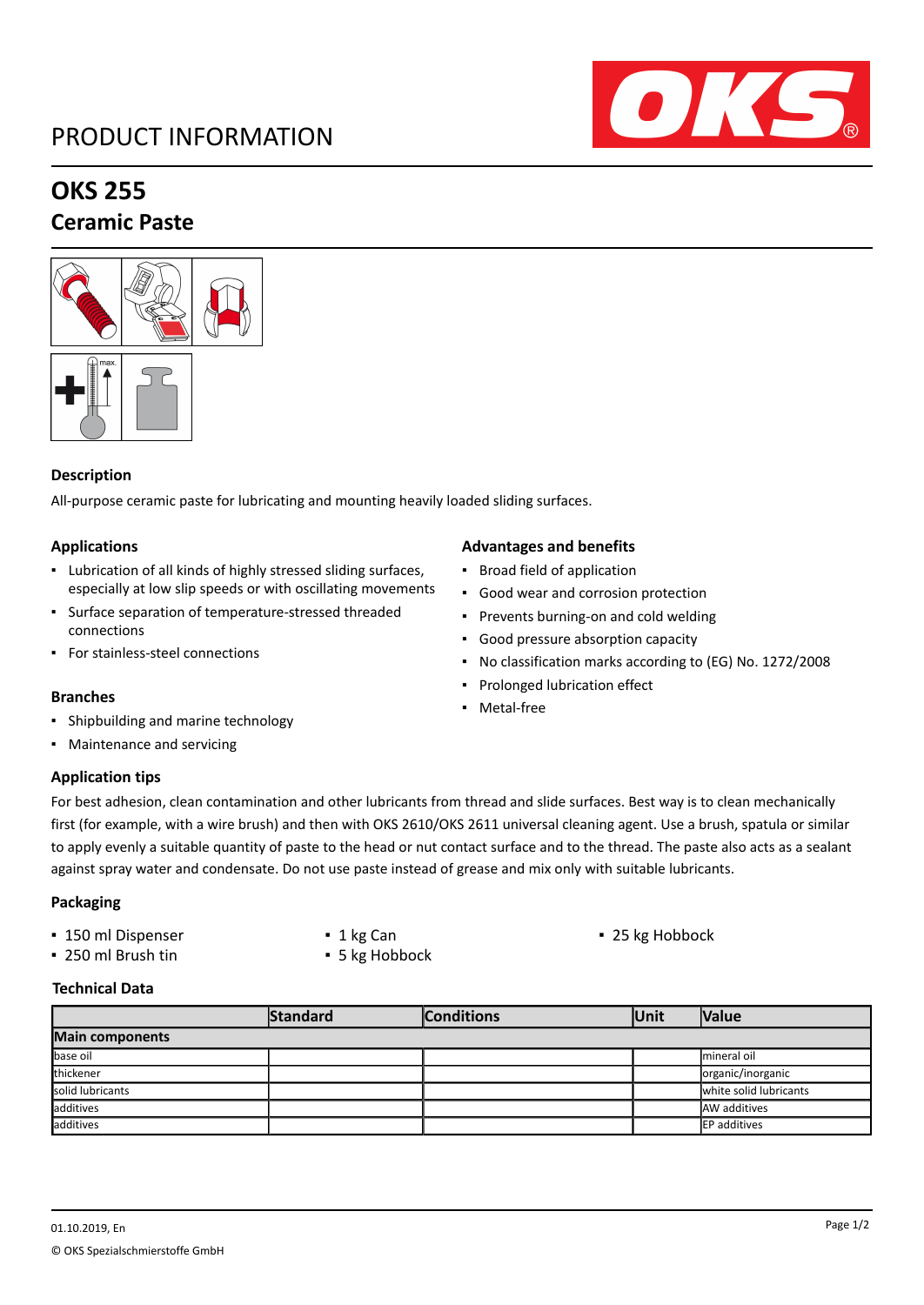# PRODUCT INFORMATION

## OKS 255

## Ceramic Paste

### Description

All-purpose ceramic paste for lubricating and mounting heavily loaded sliding surfaces.

### Applications

- Lubrication of all kinds of highly stressed sliding surfaces, especially at low slip speeds or with oscillating movements
- Surface separation of temperature-stressed threaded connections
- For stainless-steel connections

### Branches

- Shipbuilding and marine technology
- Maintenance and servicing

### Advantages and benefits

- Broad field of application
- Good wear and corrosion protection
- Prevents burning-on and cold welding
- Good pressure absorption capacity
- No classification marks according to (EG) No. 1272/2008
- Prolonged lubrication effect
- Metal-free

### Application tips

For best adhesion, clean contamination and other lubricants from thread and slide surfaces. Best way is to clean mechanically first (for example, with a wire brush) and then with OKS 2610/OKS 2611 universal cleaning agent. Use a brush, spatula or similar to apply evenly a suitable quantity of paste to the head or nut contact surface and to the thread. The paste also acts as a sealant against spray water and condensate. Do not use paste instead of grease and mix only with suitable lubricants.

### Packaging

- 150 ml Dispenser
- 250 ml Brush tin
- 1 kg Can
- 5 kg Hobbock
- 25 kg Hobbock

### Technical Data

| | Standard | Conditions | Unit | Value |
|---|---|---|---|---|
| **Main components** | | | | |
| base oil | | | | mineral oil |
| thickener | | | | organic/inorganic |
| solid lubricants | | | | white solid lubricants |
| additives | | | | AW additives |
| additives | | | | EP additives |

01.10.2019, En

© OKS Spezialschmierstoffe GmbH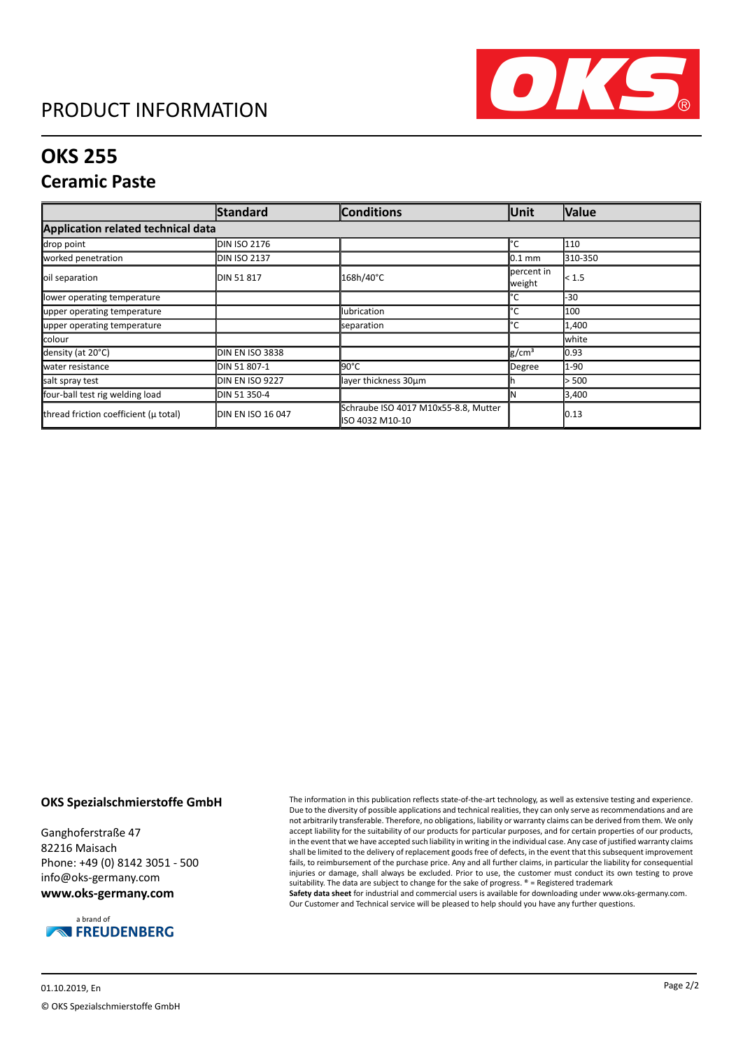PRODUCT INFORMATION

# OKS 255

## Ceramic Paste

| | Standard | Conditions | Unit | Value |
|---|---|---|---|---|
| **Application related technical data** | | | | |
| drop point | DIN ISO 2176 | | °C | 110 |
| worked penetration | DIN ISO 2137 | | 0.1 mm | 310-350 |
| oil separation | DIN 51 817 | 168h/40°C | percent in weight | < 1.5 |
| lower operating temperature | | | °C | -30 |
| upper operating temperature | | lubrication | °C | 100 |
| upper operating temperature | | separation | °C | 1,400 |
| colour | | | | white |
| density (at 20°C) | DIN EN ISO 3838 | | $g/cm^3$ | 0.93 |
| water resistance | DIN 51 807-1 | 90°C | Degree | 1-90 |
| salt spray test | DIN EN ISO 9227 | layer thickness 30µm | h | > 500 |
| four-ball test rig welding load | DIN 51 350-4 | | N | 3,400 |
| thread friction coefficient (µ total) | DIN EN ISO 16 047 | Schraube ISO 4017 M10x55-8.8, Mutter ISO 4032 M10-10 | | 0.13 |

**OKS Spezialschmierstoffe GmbH**

Ganghoferstraße 47
82216 Maisach
Phone: +49 (0) 8142 3051 - 500
info@oks-germany.com
**www.oks-germany.com**

a brand of FREUDENBERG

The information in this publication reflects state-of-the-art technology, as well as extensive testing and experience. Due to the diversity of possible applications and technical realities, they can only serve as recommendations and are not arbitrarily transferable. Therefore, no obligations, liability or warranty claims can be derived from them. We only accept liability for the suitability of our products for particular purposes, and for certain properties of our products, in the event that we have accepted such liability in writing in the individual case. Any case of justified warranty claims shall be limited to the delivery of replacement goods free of defects, in the event that this subsequent improvement fails, to reimbursement of the purchase price. Any and all further claims, in particular the liability for consequential injuries or damage, shall always be excluded. Prior to use, the customer must conduct its own testing to prove suitability. The data are subject to change for the sake of progress. ® = Registered trademark
**Safety data sheet** for industrial and commercial users is available for downloading under www.oks-germany.com. Our Customer and Technical service will be pleased to help should you have any further questions.

01.10.2019, En

© OKS Spezialschmierstoffe GmbH